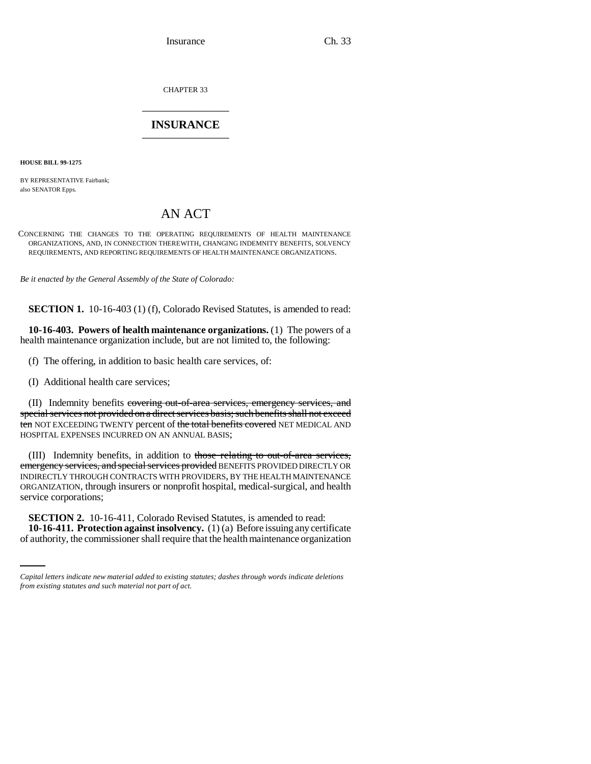CHAPTER 33

# INSURANCE

**HOUSE BILL 99-1275**

BY REPRESENTATIVE Fairbank;
also SENATOR Epps.

## AN ACT

CONCERNING THE CHANGES TO THE OPERATING REQUIREMENTS OF HEALTH MAINTENANCE ORGANIZATIONS, AND, IN CONNECTION THEREWITH, CHANGING INDEMNITY BENEFITS, SOLVENCY REQUIREMENTS, AND REPORTING REQUIREMENTS OF HEALTH MAINTENANCE ORGANIZATIONS.

*Be it enacted by the General Assembly of the State of Colorado:*

**SECTION 1.** 10-16-403 (1) (f), Colorado Revised Statutes, is amended to read:

**10-16-403. Powers of health maintenance organizations.** (1) The powers of a health maintenance organization include, but are not limited to, the following:

(f) The offering, in addition to basic health care services, of:

(I) Additional health care services;

(II) Indemnity benefits ~~covering out-of-area services, emergency services, and special services not provided on a direct services basis; such benefits shall not exceed ten~~ NOT EXCEEDING TWENTY percent of ~~the total benefits covered~~ NET MEDICAL AND HOSPITAL EXPENSES INCURRED ON AN ANNUAL BASIS;

(III) Indemnity benefits, in addition to ~~those relating to out-of-area services, emergency services, and special services provided~~ BENEFITS PROVIDED DIRECTLY OR INDIRECTLY THROUGH CONTRACTS WITH PROVIDERS, BY THE HEALTH MAINTENANCE ORGANIZATION, through insurers or nonprofit hospital, medical-surgical, and health service corporations;

**SECTION 2.** 10-16-411, Colorado Revised Statutes, is amended to read:

**10-16-411. Protection against insolvency.** (1) (a) Before issuing any certificate of authority, the commissioner shall require that the health maintenance organization

*Capital letters indicate new material added to existing statutes; dashes through words indicate deletions from existing statutes and such material not part of act.*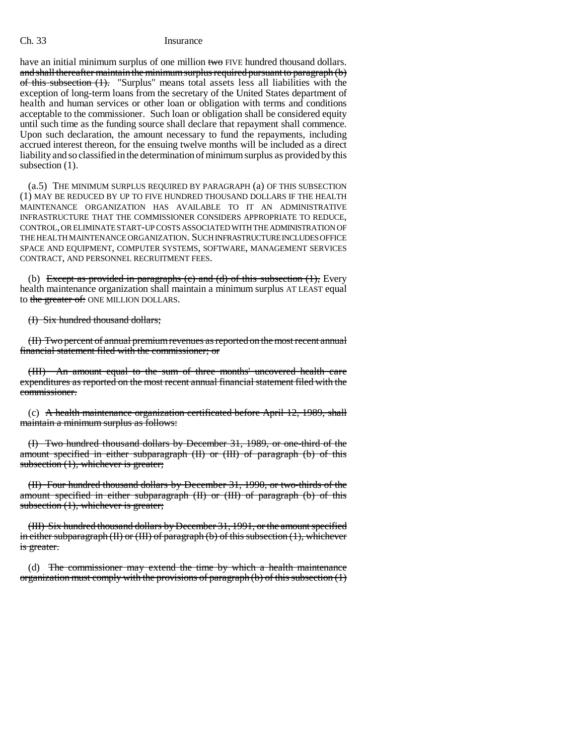have an initial minimum surplus of one million ~~two~~ FIVE hundred thousand dollars. ~~and shall thereafter maintain the minimum surplus required pursuant to paragraph (b) of this subsection (1).~~ "Surplus" means total assets less all liabilities with the exception of long-term loans from the secretary of the United States department of health and human services or other loan or obligation with terms and conditions acceptable to the commissioner. Such loan or obligation shall be considered equity until such time as the funding source shall declare that repayment shall commence. Upon such declaration, the amount necessary to fund the repayments, including accrued interest thereon, for the ensuing twelve months will be included as a direct liability and so classified in the determination of minimum surplus as provided by this subsection (1).

(a.5) THE MINIMUM SURPLUS REQUIRED BY PARAGRAPH (a) OF THIS SUBSECTION (1) MAY BE REDUCED BY UP TO FIVE HUNDRED THOUSAND DOLLARS IF THE HEALTH MAINTENANCE ORGANIZATION HAS AVAILABLE TO IT AN ADMINISTRATIVE INFRASTRUCTURE THAT THE COMMISSIONER CONSIDERS APPROPRIATE TO REDUCE, CONTROL, OR ELIMINATE START-UP COSTS ASSOCIATED WITH THE ADMINISTRATION OF THE HEALTH MAINTENANCE ORGANIZATION. SUCH INFRASTRUCTURE INCLUDES OFFICE SPACE AND EQUIPMENT, COMPUTER SYSTEMS, SOFTWARE, MANAGEMENT SERVICES CONTRACT, AND PERSONNEL RECRUITMENT FEES.

(b) ~~Except as provided in paragraphs (c) and (d) of this subsection (1),~~ Every health maintenance organization shall maintain a minimum surplus AT LEAST equal to ~~the greater of:~~ ONE MILLION DOLLARS.

~~(I) Six hundred thousand dollars;~~

~~(II) Two percent of annual premium revenues as reported on the most recent annual financial statement filed with the commissioner; or~~

~~(III) An amount equal to the sum of three months' uncovered health care expenditures as reported on the most recent annual financial statement filed with the commissioner.~~

(c) ~~A health maintenance organization certificated before April 12, 1989, shall maintain a minimum surplus as follows:~~

~~(I) Two hundred thousand dollars by December 31, 1989, or one-third of the amount specified in either subparagraph (II) or (III) of paragraph (b) of this subsection (1), whichever is greater;~~

~~(II) Four hundred thousand dollars by December 31, 1990, or two-thirds of the amount specified in either subparagraph (II) or (III) of paragraph (b) of this subsection (1), whichever is greater;~~

~~(III) Six hundred thousand dollars by December 31, 1991, or the amount specified in either subparagraph (II) or (III) of paragraph (b) of this subsection (1), whichever is greater.~~

(d) ~~The commissioner may extend the time by which a health maintenance organization must comply with the provisions of paragraph (b) of this subsection (1)~~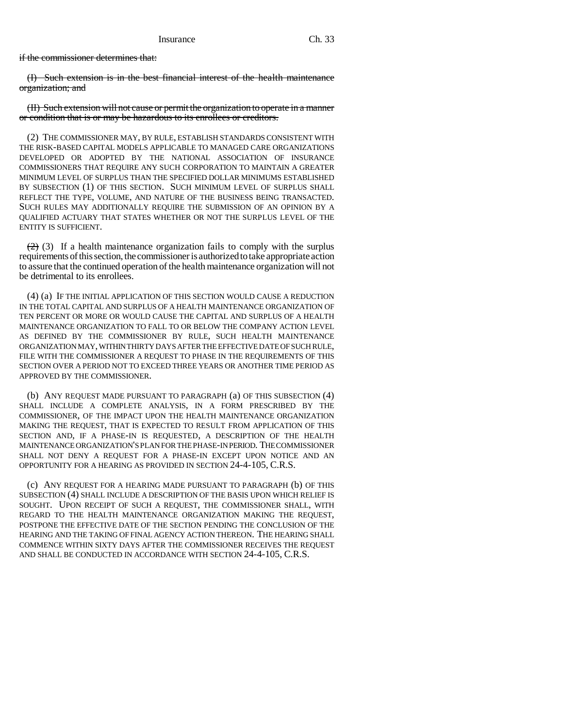~~if the commissioner determines that:~~

~~(I) Such extension is in the best financial interest of the health maintenance organization; and~~

~~(II) Such extension will not cause or permit the organization to operate in a manner or condition that is or may be hazardous to its enrollees or creditors.~~

(2) THE COMMISSIONER MAY, BY RULE, ESTABLISH STANDARDS CONSISTENT WITH THE RISK-BASED CAPITAL MODELS APPLICABLE TO MANAGED CARE ORGANIZATIONS DEVELOPED OR ADOPTED BY THE NATIONAL ASSOCIATION OF INSURANCE COMMISSIONERS THAT REQUIRE ANY SUCH CORPORATION TO MAINTAIN A GREATER MINIMUM LEVEL OF SURPLUS THAN THE SPECIFIED DOLLAR MINIMUMS ESTABLISHED BY SUBSECTION (1) OF THIS SECTION. SUCH MINIMUM LEVEL OF SURPLUS SHALL REFLECT THE TYPE, VOLUME, AND NATURE OF THE BUSINESS BEING TRANSACTED. SUCH RULES MAY ADDITIONALLY REQUIRE THE SUBMISSION OF AN OPINION BY A QUALIFIED ACTUARY THAT STATES WHETHER OR NOT THE SURPLUS LEVEL OF THE ENTITY IS SUFFICIENT.

~~(2)~~ (3) If a health maintenance organization fails to comply with the surplus requirements of this section, the commissioner is authorized to take appropriate action to assure that the continued operation of the health maintenance organization will not be detrimental to its enrollees.

(4) (a) IF THE INITIAL APPLICATION OF THIS SECTION WOULD CAUSE A REDUCTION IN THE TOTAL CAPITAL AND SURPLUS OF A HEALTH MAINTENANCE ORGANIZATION OF TEN PERCENT OR MORE OR WOULD CAUSE THE CAPITAL AND SURPLUS OF A HEALTH MAINTENANCE ORGANIZATION TO FALL TO OR BELOW THE COMPANY ACTION LEVEL AS DEFINED BY THE COMMISSIONER BY RULE, SUCH HEALTH MAINTENANCE ORGANIZATION MAY, WITHIN THIRTY DAYS AFTER THE EFFECTIVE DATE OF SUCH RULE, FILE WITH THE COMMISSIONER A REQUEST TO PHASE IN THE REQUIREMENTS OF THIS SECTION OVER A PERIOD NOT TO EXCEED THREE YEARS OR ANOTHER TIME PERIOD AS APPROVED BY THE COMMISSIONER.

(b) ANY REQUEST MADE PURSUANT TO PARAGRAPH (a) OF THIS SUBSECTION (4) SHALL INCLUDE A COMPLETE ANALYSIS, IN A FORM PRESCRIBED BY THE COMMISSIONER, OF THE IMPACT UPON THE HEALTH MAINTENANCE ORGANIZATION MAKING THE REQUEST, THAT IS EXPECTED TO RESULT FROM APPLICATION OF THIS SECTION AND, IF A PHASE-IN IS REQUESTED, A DESCRIPTION OF THE HEALTH MAINTENANCE ORGANIZATION'S PLAN FOR THE PHASE-IN PERIOD. THE COMMISSIONER SHALL NOT DENY A REQUEST FOR A PHASE-IN EXCEPT UPON NOTICE AND AN OPPORTUNITY FOR A HEARING AS PROVIDED IN SECTION 24-4-105, C.R.S.

(c) ANY REQUEST FOR A HEARING MADE PURSUANT TO PARAGRAPH (b) OF THIS SUBSECTION (4) SHALL INCLUDE A DESCRIPTION OF THE BASIS UPON WHICH RELIEF IS SOUGHT. UPON RECEIPT OF SUCH A REQUEST, THE COMMISSIONER SHALL, WITH REGARD TO THE HEALTH MAINTENANCE ORGANIZATION MAKING THE REQUEST, POSTPONE THE EFFECTIVE DATE OF THE SECTION PENDING THE CONCLUSION OF THE HEARING AND THE TAKING OF FINAL AGENCY ACTION THEREON. THE HEARING SHALL COMMENCE WITHIN SIXTY DAYS AFTER THE COMMISSIONER RECEIVES THE REQUEST AND SHALL BE CONDUCTED IN ACCORDANCE WITH SECTION 24-4-105, C.R.S.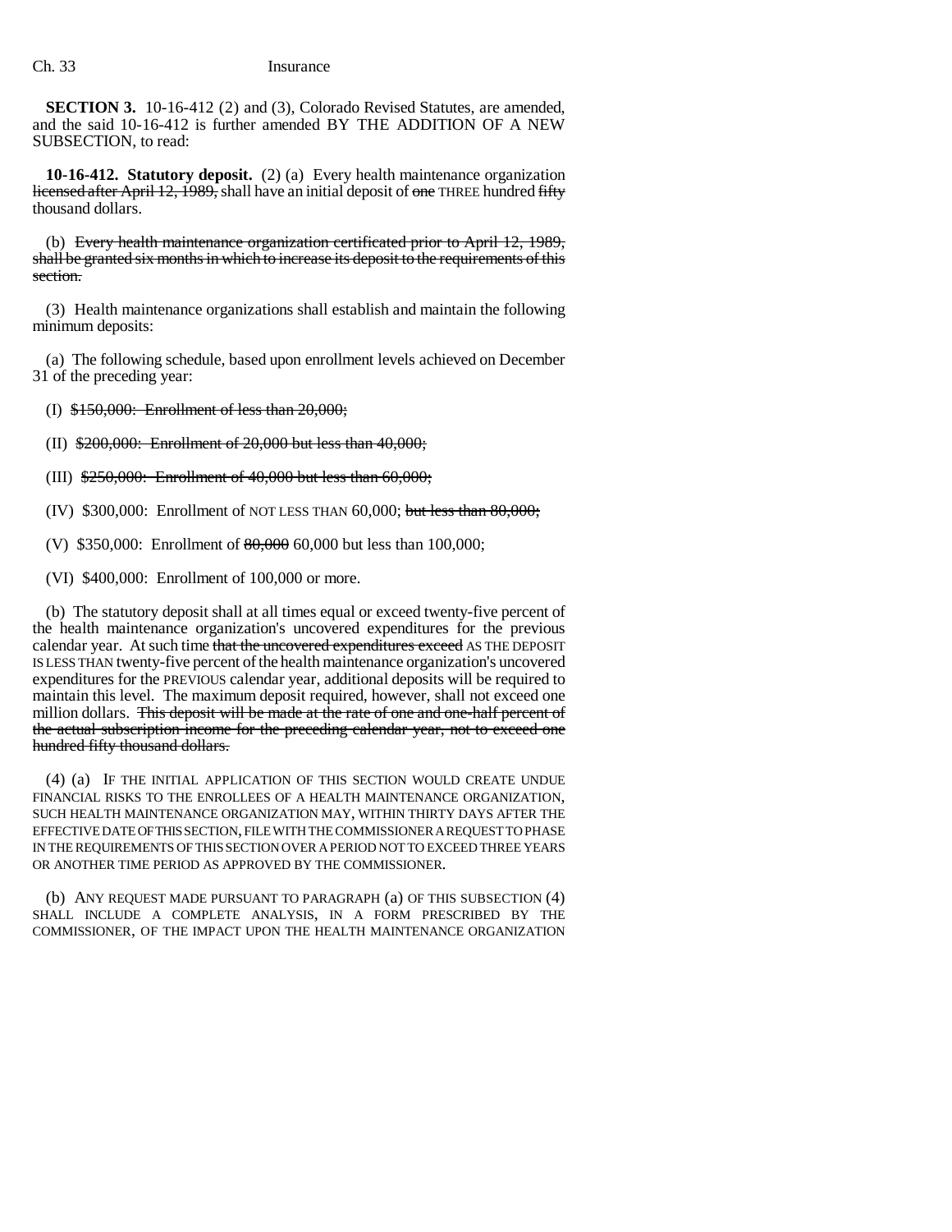**SECTION 3.** 10-16-412 (2) and (3), Colorado Revised Statutes, are amended, and the said 10-16-412 is further amended BY THE ADDITION OF A NEW SUBSECTION, to read:

**10-16-412. Statutory deposit.** (2) (a) Every health maintenance organization ~~licensed after April 12, 1989,~~ shall have an initial deposit of ~~one~~ THREE hundred ~~fifty~~ thousand dollars.

(b) ~~Every health maintenance organization certificated prior to April 12, 1989, shall be granted six months in which to increase its deposit to the requirements of this section.~~

(3) Health maintenance organizations shall establish and maintain the following minimum deposits:

(a) The following schedule, based upon enrollment levels achieved on December 31 of the preceding year:

(I) ~~$150,000: Enrollment of less than 20,000;~~

(II) ~~$200,000: Enrollment of 20,000 but less than 40,000;~~

(III) ~~$250,000: Enrollment of 40,000 but less than 60,000;~~

(IV) $300,000: Enrollment of NOT LESS THAN 60,000; ~~but less than 80,000;~~

(V) $350,000: Enrollment of ~~80,000~~ 60,000 but less than 100,000;

(VI) $400,000: Enrollment of 100,000 or more.

(b) The statutory deposit shall at all times equal or exceed twenty-five percent of the health maintenance organization's uncovered expenditures for the previous calendar year. At such time ~~that the uncovered expenditures exceed~~ AS THE DEPOSIT IS LESS THAN twenty-five percent of the health maintenance organization's uncovered expenditures for the PREVIOUS calendar year, additional deposits will be required to maintain this level. The maximum deposit required, however, shall not exceed one million dollars. ~~This deposit will be made at the rate of one and one-half percent of the actual subscription income for the preceding calendar year, not to exceed one hundred fifty thousand dollars.~~

(4) (a) IF THE INITIAL APPLICATION OF THIS SECTION WOULD CREATE UNDUE FINANCIAL RISKS TO THE ENROLLEES OF A HEALTH MAINTENANCE ORGANIZATION, SUCH HEALTH MAINTENANCE ORGANIZATION MAY, WITHIN THIRTY DAYS AFTER THE EFFECTIVE DATE OF THIS SECTION, FILE WITH THE COMMISSIONER A REQUEST TO PHASE IN THE REQUIREMENTS OF THIS SECTION OVER A PERIOD NOT TO EXCEED THREE YEARS OR ANOTHER TIME PERIOD AS APPROVED BY THE COMMISSIONER.

(b) ANY REQUEST MADE PURSUANT TO PARAGRAPH (a) OF THIS SUBSECTION (4) SHALL INCLUDE A COMPLETE ANALYSIS, IN A FORM PRESCRIBED BY THE COMMISSIONER, OF THE IMPACT UPON THE HEALTH MAINTENANCE ORGANIZATION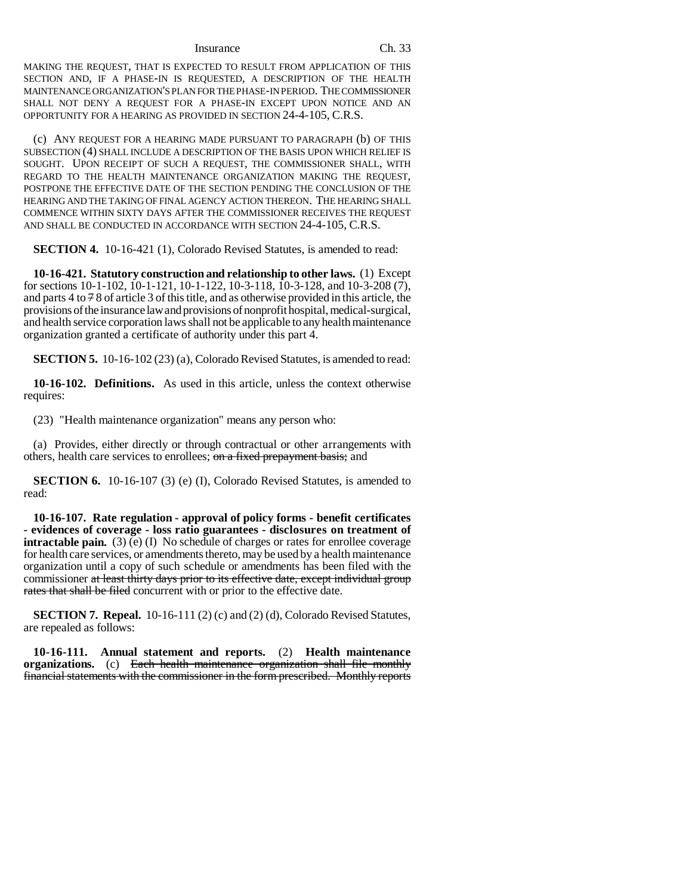MAKING THE REQUEST, THAT IS EXPECTED TO RESULT FROM APPLICATION OF THIS SECTION AND, IF A PHASE-IN IS REQUESTED, A DESCRIPTION OF THE HEALTH MAINTENANCE ORGANIZATION'S PLAN FOR THE PHASE-IN PERIOD. THE COMMISSIONER SHALL NOT DENY A REQUEST FOR A PHASE-IN EXCEPT UPON NOTICE AND AN OPPORTUNITY FOR A HEARING AS PROVIDED IN SECTION 24-4-105, C.R.S.

(c) ANY REQUEST FOR A HEARING MADE PURSUANT TO PARAGRAPH (b) OF THIS SUBSECTION (4) SHALL INCLUDE A DESCRIPTION OF THE BASIS UPON WHICH RELIEF IS SOUGHT. UPON RECEIPT OF SUCH A REQUEST, THE COMMISSIONER SHALL, WITH REGARD TO THE HEALTH MAINTENANCE ORGANIZATION MAKING THE REQUEST, POSTPONE THE EFFECTIVE DATE OF THE SECTION PENDING THE CONCLUSION OF THE HEARING AND THE TAKING OF FINAL AGENCY ACTION THEREON. THE HEARING SHALL COMMENCE WITHIN SIXTY DAYS AFTER THE COMMISSIONER RECEIVES THE REQUEST AND SHALL BE CONDUCTED IN ACCORDANCE WITH SECTION 24-4-105, C.R.S.

**SECTION 4.** 10-16-421 (1), Colorado Revised Statutes, is amended to read:

**10-16-421. Statutory construction and relationship to other laws.** (1) Except for sections 10-1-102, 10-1-121, 10-1-122, 10-3-118, 10-3-128, and 10-3-208 (7), and parts 4 to ~~7~~ 8 of article 3 of this title, and as otherwise provided in this article, the provisions of the insurance law and provisions of nonprofit hospital, medical-surgical, and health service corporation laws shall not be applicable to any health maintenance organization granted a certificate of authority under this part 4.

**SECTION 5.** 10-16-102 (23) (a), Colorado Revised Statutes, is amended to read:

**10-16-102. Definitions.** As used in this article, unless the context otherwise requires:

(23) "Health maintenance organization" means any person who:

(a) Provides, either directly or through contractual or other arrangements with others, health care services to enrollees; ~~on a fixed prepayment basis;~~ and

**SECTION 6.** 10-16-107 (3) (e) (I), Colorado Revised Statutes, is amended to read:

**10-16-107. Rate regulation - approval of policy forms - benefit certificates - evidences of coverage - loss ratio guarantees - disclosures on treatment of intractable pain.** (3) (e) (I) No schedule of charges or rates for enrollee coverage for health care services, or amendments thereto, may be used by a health maintenance organization until a copy of such schedule or amendments has been filed with the commissioner ~~at least thirty days prior to its effective date, except individual group rates that shall be filed~~ concurrent with or prior to the effective date.

**SECTION 7. Repeal.** 10-16-111 (2) (c) and (2) (d), Colorado Revised Statutes, are repealed as follows:

**10-16-111. Annual statement and reports.** (2) **Health maintenance organizations.** (c) ~~Each health maintenance organization shall file monthly financial statements with the commissioner in the form prescribed. Monthly reports~~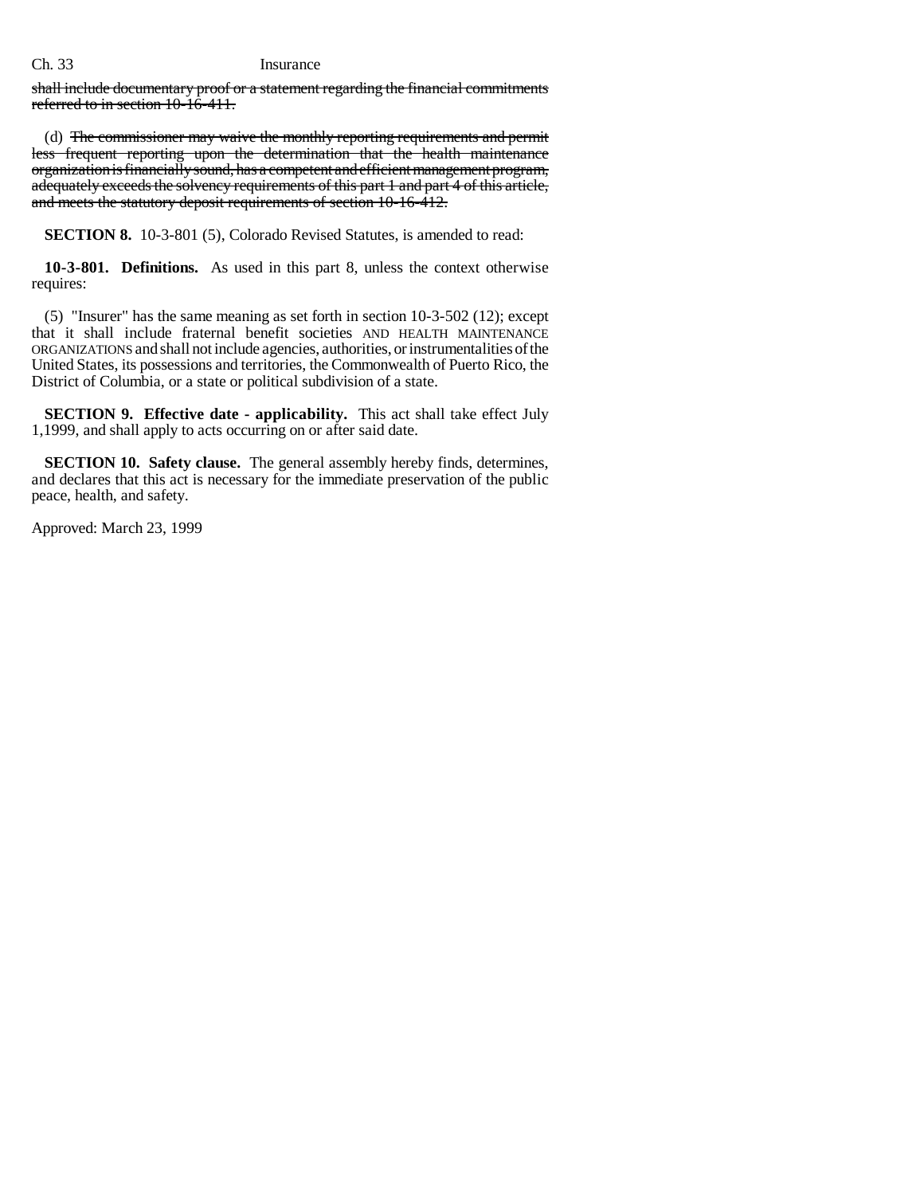~~shall include documentary proof or a statement regarding the financial commitments referred to in section 10-16-411.~~

(d) ~~The commissioner may waive the monthly reporting requirements and permit less frequent reporting upon the determination that the health maintenance organization is financially sound, has a competent and efficient management program, adequately exceeds the solvency requirements of this part 1 and part 4 of this article, and meets the statutory deposit requirements of section 10-16-412.~~

**SECTION 8.** 10-3-801 (5), Colorado Revised Statutes, is amended to read:

**10-3-801. Definitions.** As used in this part 8, unless the context otherwise requires:

(5) "Insurer" has the same meaning as set forth in section 10-3-502 (12); except that it shall include fraternal benefit societies AND HEALTH MAINTENANCE ORGANIZATIONS and shall not include agencies, authorities, or instrumentalities of the United States, its possessions and territories, the Commonwealth of Puerto Rico, the District of Columbia, or a state or political subdivision of a state.

**SECTION 9. Effective date - applicability.** This act shall take effect July 1,1999, and shall apply to acts occurring on or after said date.

**SECTION 10. Safety clause.** The general assembly hereby finds, determines, and declares that this act is necessary for the immediate preservation of the public peace, health, and safety.

Approved: March 23, 1999